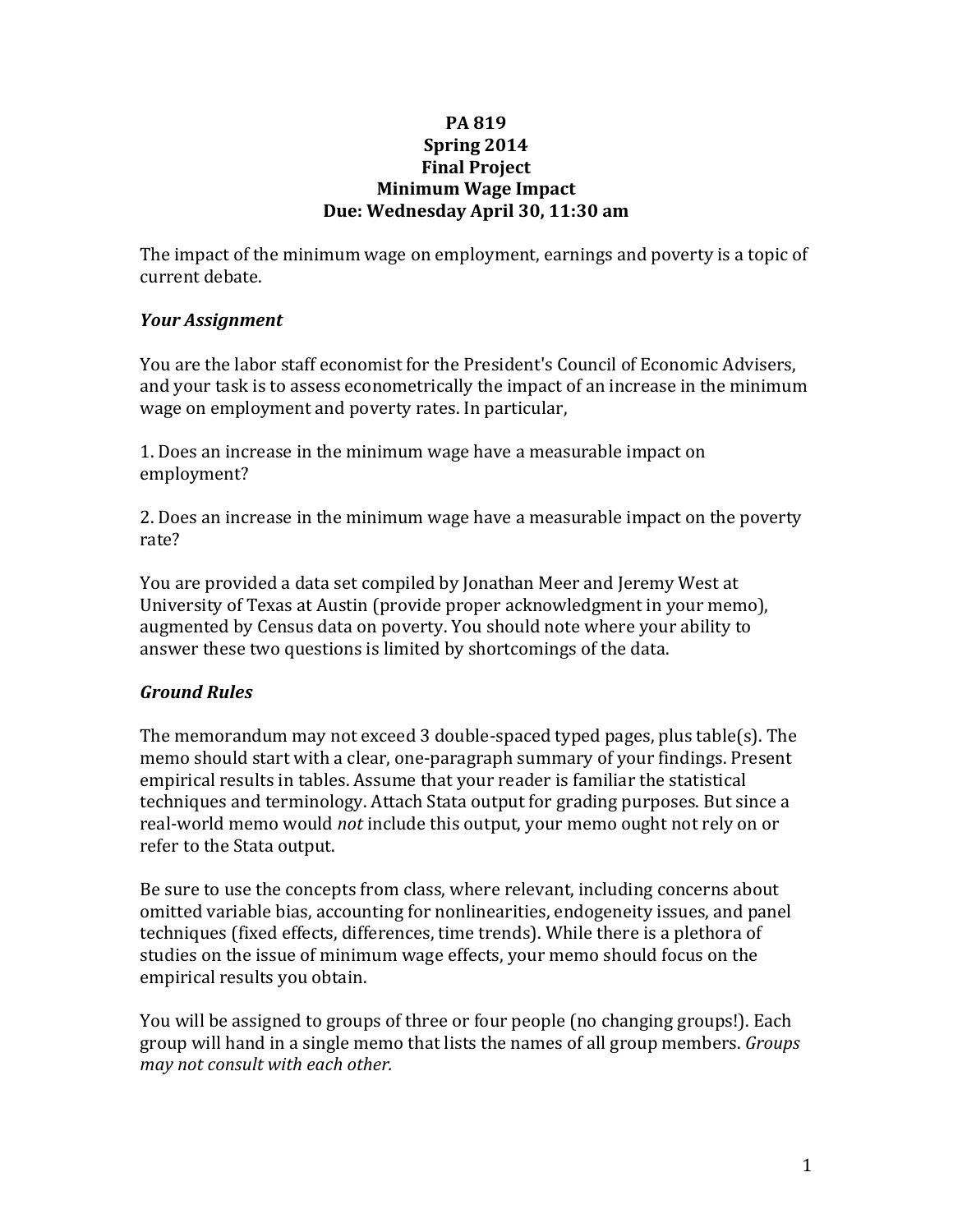**PA 819**
**Spring 2014**
**Final Project**
**Minimum Wage Impact**
**Due: Wednesday April 30, 11:30 am**

The impact of the minimum wage on employment, earnings and poverty is a topic of current debate.

### *Your Assignment*

You are the labor staff economist for the President's Council of Economic Advisers, and your task is to assess econometrically the impact of an increase in the minimum wage on employment and poverty rates. In particular,

1. Does an increase in the minimum wage have a measurable impact on employment?

2. Does an increase in the minimum wage have a measurable impact on the poverty rate?

You are provided a data set compiled by Jonathan Meer and Jeremy West at University of Texas at Austin (provide proper acknowledgment in your memo), augmented by Census data on poverty. You should note where your ability to answer these two questions is limited by shortcomings of the data.

### *Ground Rules*

The memorandum may not exceed 3 double-spaced typed pages, plus table(s). The memo should start with a clear, one-paragraph summary of your findings. Present empirical results in tables. Assume that your reader is familiar the statistical techniques and terminology. Attach Stata output for grading purposes. But since a real-world memo would *not* include this output, your memo ought not rely on or refer to the Stata output.

Be sure to use the concepts from class, where relevant, including concerns about omitted variable bias, accounting for nonlinearities, endogeneity issues, and panel techniques (fixed effects, differences, time trends). While there is a plethora of studies on the issue of minimum wage effects, your memo should focus on the empirical results you obtain.

You will be assigned to groups of three or four people (no changing groups!). Each group will hand in a single memo that lists the names of all group members. *Groups may not consult with each other.*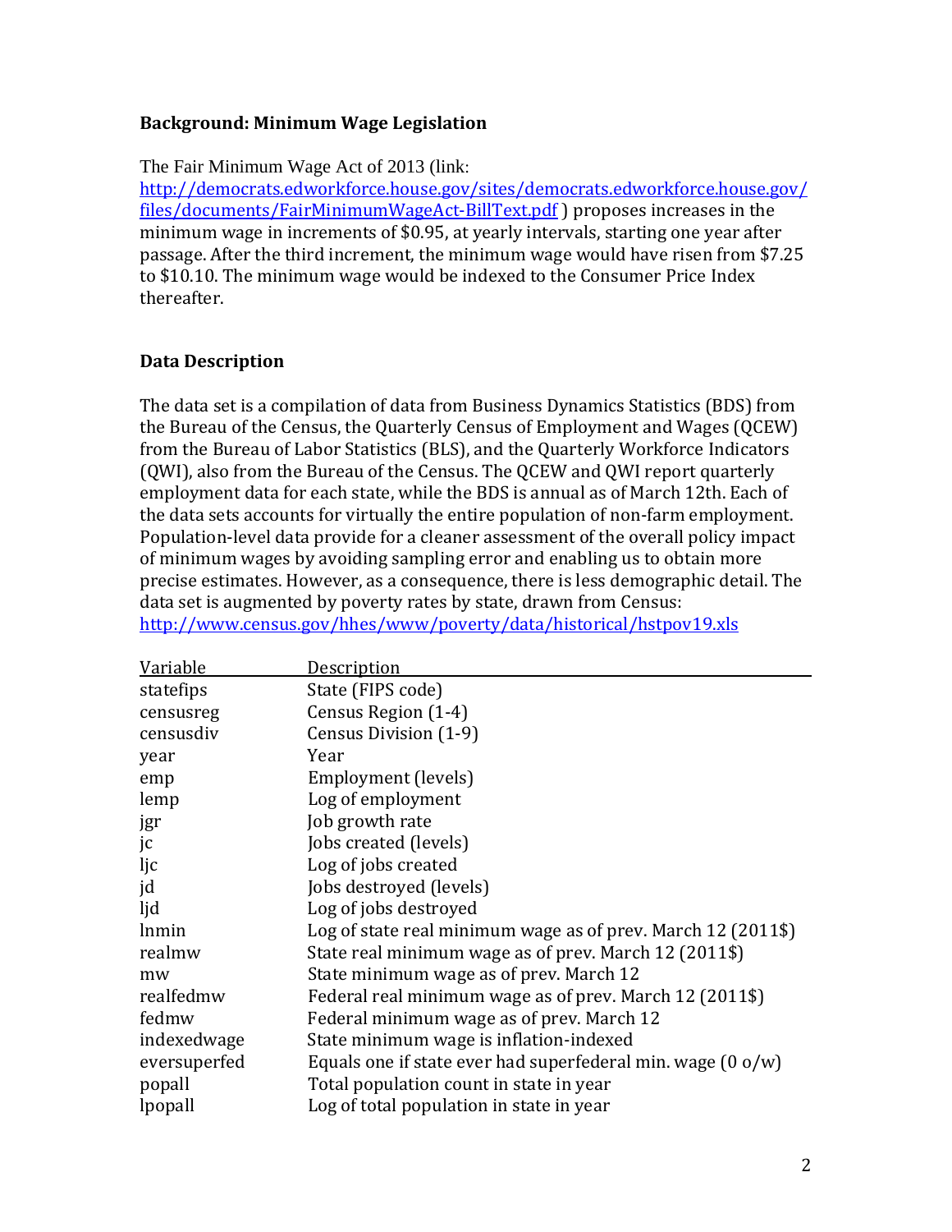### Background: Minimum Wage Legislation

The Fair Minimum Wage Act of 2013 (link: [http://democrats.edworkforce.house.gov/sites/democrats.edworkforce.house.gov/files/documents/FairMinimumWageAct-BillText.pdf](http://democrats.edworkforce.house.gov/sites/democrats.edworkforce.house.gov/files/documents/FairMinimumWageAct-BillText.pdf) ) proposes increases in the minimum wage in increments of $0.95, at yearly intervals, starting one year after passage. After the third increment, the minimum wage would have risen from $7.25 to $10.10. The minimum wage would be indexed to the Consumer Price Index thereafter.

### Data Description

The data set is a compilation of data from Business Dynamics Statistics (BDS) from the Bureau of the Census, the Quarterly Census of Employment and Wages (QCEW) from the Bureau of Labor Statistics (BLS), and the Quarterly Workforce Indicators (QWI), also from the Bureau of the Census. The QCEW and QWI report quarterly employment data for each state, while the BDS is annual as of March 12th. Each of the data sets accounts for virtually the entire population of non-farm employment. Population-level data provide for a cleaner assessment of the overall policy impact of minimum wages by avoiding sampling error and enabling us to obtain more precise estimates. However, as a consequence, there is less demographic detail. The data set is augmented by poverty rates by state, drawn from Census: [http://www.census.gov/hhes/www/poverty/data/historical/hstpov19.xls](http://www.census.gov/hhes/www/poverty/data/historical/hstpov19.xls)

| Variable | Description |
|---|---|
| statefips | State (FIPS code) |
| censusreg | Census Region (1-4) |
| censusdiv | Census Division (1-9) |
| year | Year |
| emp | Employment (levels) |
| lemp | Log of employment |
| jgr | Job growth rate |
| jc | Jobs created (levels) |
| ljc | Log of jobs created |
| jd | Jobs destroyed (levels) |
| ljd | Log of jobs destroyed |
| lnmin | Log of state real minimum wage as of prev. March 12 (2011$) |
| realmw | State real minimum wage as of prev. March 12 (2011$) |
| mw | State minimum wage as of prev. March 12 |
| realfedmw | Federal real minimum wage as of prev. March 12 (2011$) |
| fedmw | Federal minimum wage as of prev. March 12 |
| indexedwage | State minimum wage is inflation-indexed |
| eversuperfed | Equals one if state ever had superfederal min. wage (0 o/w) |
| popall | Total population count in state in year |
| lpopall | Log of total population in state in year |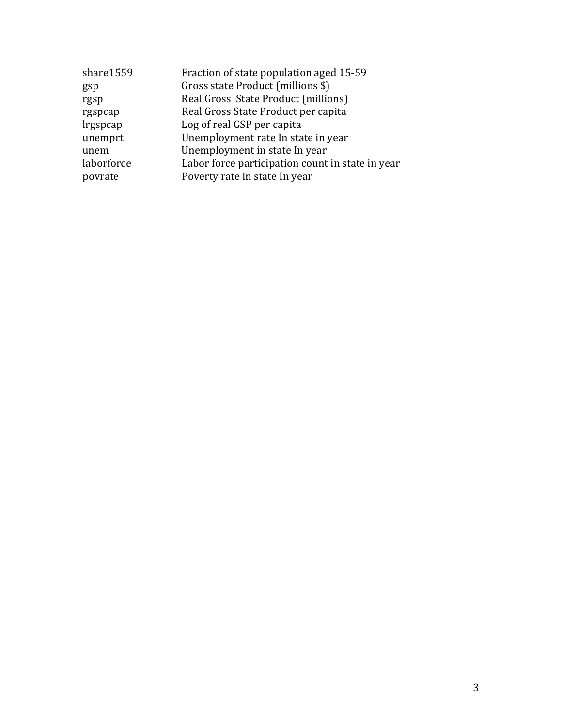| | |
|---|---|
| share1559 | Fraction of state population aged 15-59 |
| gsp | Gross state Product (millions $) |
| rgsp | Real Gross  State Product (millions) |
| rgspcap | Real Gross State Product per capita |
| lrgspcap | Log of real GSP per capita |
| unemprt | Unemployment rate In state in year |
| unem | Unemployment in state In year |
| laborforce | Labor force participation count in state in year |
| povrate | Poverty rate in state In year |